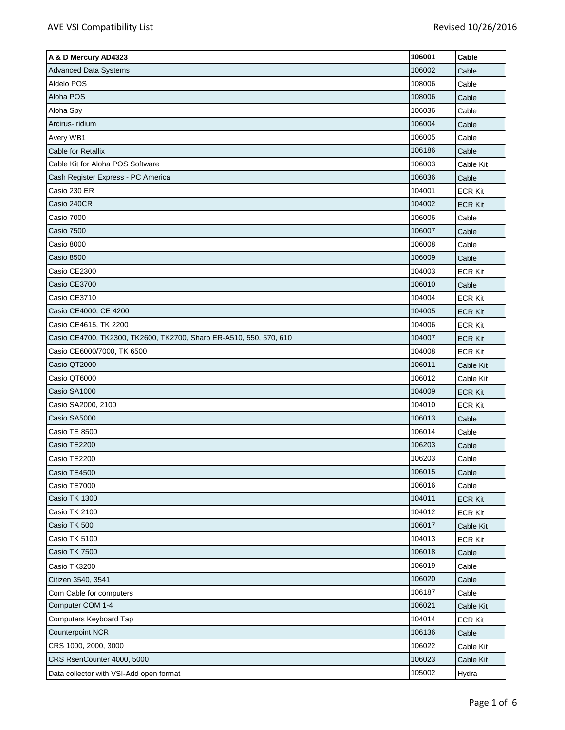| A & D Mercury AD4323 | 106001 | Cable |
|---|---|---|
| Advanced Data Systems | 106002 | Cable |
| Aldelo POS | 108006 | Cable |
| Aloha POS | 108006 | Cable |
| Aloha Spy | 106036 | Cable |
| Arcirus-Iridium | 106004 | Cable |
| Avery WB1 | 106005 | Cable |
| Cable for Retallix | 106186 | Cable |
| Cable Kit for Aloha POS Software | 106003 | Cable Kit |
| Cash Register Express - PC America | 106036 | Cable |
| Casio 230 ER | 104001 | ECR Kit |
| Casio 240CR | 104002 | ECR Kit |
| Casio 7000 | 106006 | Cable |
| Casio 7500 | 106007 | Cable |
| Casio 8000 | 106008 | Cable |
| Casio 8500 | 106009 | Cable |
| Casio CE2300 | 104003 | ECR Kit |
| Casio CE3700 | 106010 | Cable |
| Casio CE3710 | 104004 | ECR Kit |
| Casio CE4000, CE 4200 | 104005 | ECR Kit |
| Casio CE4615, TK 2200 | 104006 | ECR Kit |
| Casio CE4700, TK2300, TK2600, TK2700, Sharp ER-A510, 550, 570, 610 | 104007 | ECR Kit |
| Casio CE6000/7000, TK 6500 | 104008 | ECR Kit |
| Casio QT2000 | 106011 | Cable Kit |
| Casio QT6000 | 106012 | Cable Kit |
| Casio SA1000 | 104009 | ECR Kit |
| Casio SA2000, 2100 | 104010 | ECR Kit |
| Casio SA5000 | 106013 | Cable |
| Casio TE 8500 | 106014 | Cable |
| Casio TE2200 | 106203 | Cable |
| Casio TE2200 | 106203 | Cable |
| Casio TE4500 | 106015 | Cable |
| Casio TE7000 | 106016 | Cable |
| Casio TK 1300 | 104011 | ECR Kit |
| Casio TK 2100 | 104012 | ECR Kit |
| Casio TK 500 | 106017 | Cable Kit |
| Casio TK 5100 | 104013 | ECR Kit |
| Casio TK 7500 | 106018 | Cable |
| Casio TK3200 | 106019 | Cable |
| Citizen 3540, 3541 | 106020 | Cable |
| Com Cable for computers | 106187 | Cable |
| Computer COM 1-4 | 106021 | Cable Kit |
| Computers Keyboard Tap | 104014 | ECR Kit |
| Counterpoint NCR | 106136 | Cable |
| CRS 1000, 2000, 3000 | 106022 | Cable Kit |
| CRS RsenCounter 4000, 5000 | 106023 | Cable Kit |
| Data collector with VSI-Add open format | 105002 | Hydra |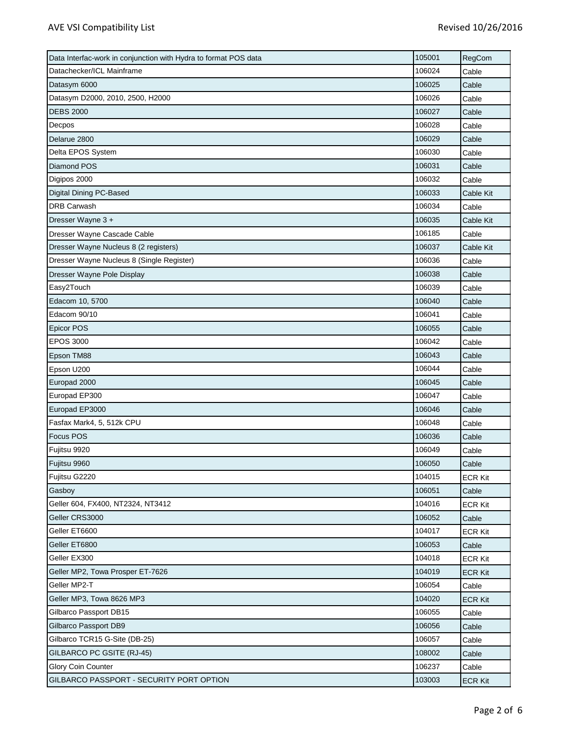| Data Interfac-work in conjunction with Hydra to format POS data | 105001 | RegCom |
|---|---|---|
| Datachecker/ICL Mainframe | 106024 | Cable |
| Datasym 6000 | 106025 | Cable |
| Datasym D2000, 2010, 2500, H2000 | 106026 | Cable |
| DEBS 2000 | 106027 | Cable |
| Decpos | 106028 | Cable |
| Delarue 2800 | 106029 | Cable |
| Delta EPOS System | 106030 | Cable |
| Diamond POS | 106031 | Cable |
| Digipos 2000 | 106032 | Cable |
| Digital Dining PC-Based | 106033 | Cable Kit |
| DRB Carwash | 106034 | Cable |
| Dresser Wayne 3 + | 106035 | Cable Kit |
| Dresser Wayne Cascade Cable | 106185 | Cable |
| Dresser Wayne Nucleus 8 (2 registers) | 106037 | Cable Kit |
| Dresser Wayne Nucleus 8 (Single Register) | 106036 | Cable |
| Dresser Wayne Pole Display | 106038 | Cable |
| Easy2Touch | 106039 | Cable |
| Edacom 10, 5700 | 106040 | Cable |
| Edacom 90/10 | 106041 | Cable |
| Epicor POS | 106055 | Cable |
| EPOS 3000 | 106042 | Cable |
| Epson TM88 | 106043 | Cable |
| Epson U200 | 106044 | Cable |
| Europad 2000 | 106045 | Cable |
| Europad EP300 | 106047 | Cable |
| Europad EP3000 | 106046 | Cable |
| Fasfax Mark4, 5, 512k CPU | 106048 | Cable |
| Focus POS | 106036 | Cable |
| Fujitsu 9920 | 106049 | Cable |
| Fujitsu 9960 | 106050 | Cable |
| Fujitsu G2220 | 104015 | ECR Kit |
| Gasboy | 106051 | Cable |
| Geller 604, FX400, NT2324, NT3412 | 104016 | ECR Kit |
| Geller CRS3000 | 106052 | Cable |
| Geller ET6600 | 104017 | ECR Kit |
| Geller ET6800 | 106053 | Cable |
| Geller EX300 | 104018 | ECR Kit |
| Geller MP2, Towa Prosper ET-7626 | 104019 | ECR Kit |
| Geller MP2-T | 106054 | Cable |
| Geller MP3, Towa 8626 MP3 | 104020 | ECR Kit |
| Gilbarco Passport DB15 | 106055 | Cable |
| Gilbarco Passport DB9 | 106056 | Cable |
| Gilbarco TCR15 G-Site (DB-25) | 106057 | Cable |
| GILBARCO PC GSITE (RJ-45) | 108002 | Cable |
| Glory Coin Counter | 106237 | Cable |
| GILBARCO PASSPORT - SECURITY PORT OPTION | 103003 | ECR Kit |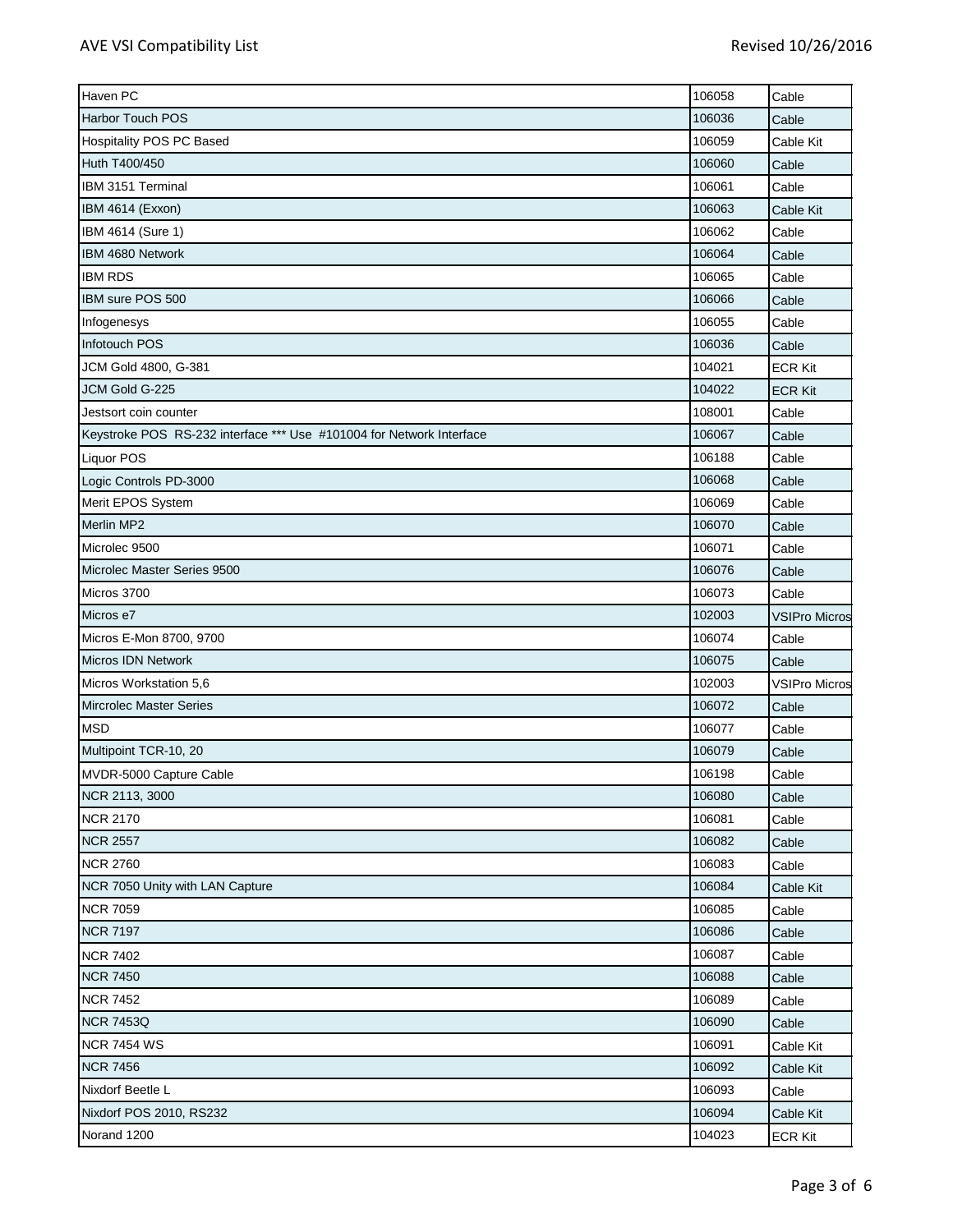| Haven PC | 106058 | Cable |
|---|---|---|
| Harbor Touch POS | 106036 | Cable |
| Hospitality POS PC Based | 106059 | Cable Kit |
| Huth T400/450 | 106060 | Cable |
| IBM 3151 Terminal | 106061 | Cable |
| IBM 4614 (Exxon) | 106063 | Cable Kit |
| IBM 4614 (Sure 1) | 106062 | Cable |
| IBM 4680 Network | 106064 | Cable |
| IBM RDS | 106065 | Cable |
| IBM sure POS 500 | 106066 | Cable |
| Infogenesys | 106055 | Cable |
| Infotouch POS | 106036 | Cable |
| JCM Gold 4800, G-381 | 104021 | ECR Kit |
| JCM Gold G-225 | 104022 | ECR Kit |
| Jestsort coin counter | 108001 | Cable |
| Keystroke POS RS-232 interface *** Use #101004 for Network Interface | 106067 | Cable |
| Liquor POS | 106188 | Cable |
| Logic Controls PD-3000 | 106068 | Cable |
| Merit EPOS System | 106069 | Cable |
| Merlin MP2 | 106070 | Cable |
| Microlec 9500 | 106071 | Cable |
| Microlec Master Series 9500 | 106076 | Cable |
| Micros 3700 | 106073 | Cable |
| Micros e7 | 102003 | VSIPro Micros |
| Micros E-Mon 8700, 9700 | 106074 | Cable |
| Micros IDN Network | 106075 | Cable |
| Micros Workstation 5,6 | 102003 | VSIPro Micros |
| Mircrolec Master Series | 106072 | Cable |
| MSD | 106077 | Cable |
| Multipoint TCR-10, 20 | 106079 | Cable |
| MVDR-5000 Capture Cable | 106198 | Cable |
| NCR 2113, 3000 | 106080 | Cable |
| NCR 2170 | 106081 | Cable |
| NCR 2557 | 106082 | Cable |
| NCR 2760 | 106083 | Cable |
| NCR 7050 Unity with LAN Capture | 106084 | Cable Kit |
| NCR 7059 | 106085 | Cable |
| NCR 7197 | 106086 | Cable |
| NCR 7402 | 106087 | Cable |
| NCR 7450 | 106088 | Cable |
| NCR 7452 | 106089 | Cable |
| NCR 7453Q | 106090 | Cable |
| NCR 7454 WS | 106091 | Cable Kit |
| NCR 7456 | 106092 | Cable Kit |
| Nixdorf Beetle L | 106093 | Cable |
| Nixdorf POS 2010, RS232 | 106094 | Cable Kit |
| Norand 1200 | 104023 | ECR Kit |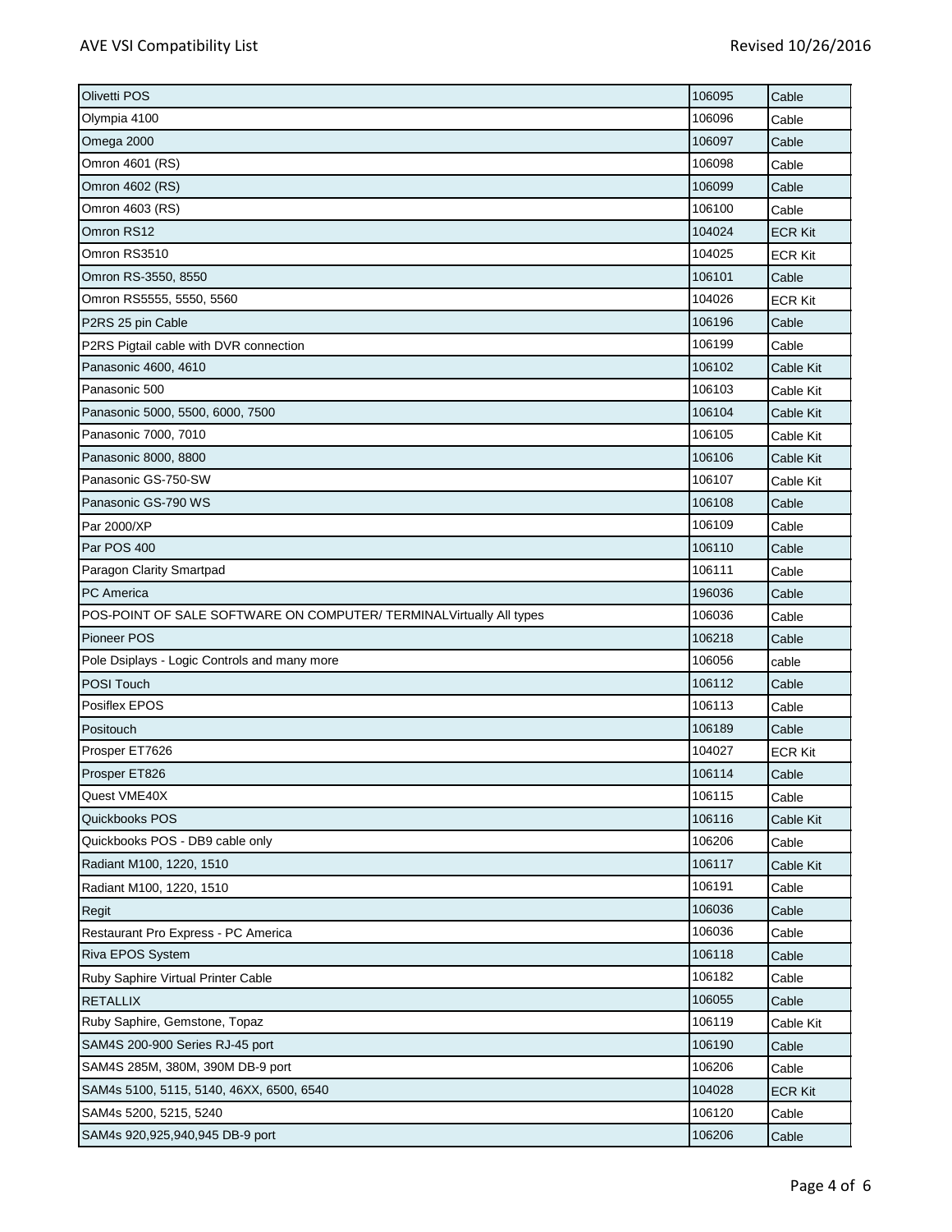| | | |
|---|---|---|
| Olivetti POS | 106095 | Cable |
| Olympia 4100 | 106096 | Cable |
| Omega 2000 | 106097 | Cable |
| Omron 4601 (RS) | 106098 | Cable |
| Omron 4602 (RS) | 106099 | Cable |
| Omron 4603 (RS) | 106100 | Cable |
| Omron RS12 | 104024 | ECR Kit |
| Omron RS3510 | 104025 | ECR Kit |
| Omron RS-3550, 8550 | 106101 | Cable |
| Omron RS5555, 5550, 5560 | 104026 | ECR Kit |
| P2RS 25 pin Cable | 106196 | Cable |
| P2RS Pigtail cable with DVR connection | 106199 | Cable |
| Panasonic 4600, 4610 | 106102 | Cable Kit |
| Panasonic 500 | 106103 | Cable Kit |
| Panasonic 5000, 5500, 6000, 7500 | 106104 | Cable Kit |
| Panasonic 7000, 7010 | 106105 | Cable Kit |
| Panasonic 8000, 8800 | 106106 | Cable Kit |
| Panasonic GS-750-SW | 106107 | Cable Kit |
| Panasonic GS-790 WS | 106108 | Cable |
| Par 2000/XP | 106109 | Cable |
| Par POS 400 | 106110 | Cable |
| Paragon Clarity Smartpad | 106111 | Cable |
| PC America | 196036 | Cable |
| POS-POINT OF SALE SOFTWARE ON COMPUTER/ TERMINALVirtually All types | 106036 | Cable |
| Pioneer POS | 106218 | Cable |
| Pole Dsiplays - Logic Controls and many more | 106056 | cable |
| POSI Touch | 106112 | Cable |
| Posiflex EPOS | 106113 | Cable |
| Positouch | 106189 | Cable |
| Prosper ET7626 | 104027 | ECR Kit |
| Prosper ET826 | 106114 | Cable |
| Quest VME40X | 106115 | Cable |
| Quickbooks POS | 106116 | Cable Kit |
| Quickbooks POS - DB9 cable only | 106206 | Cable |
| Radiant M100, 1220, 1510 | 106117 | Cable Kit |
| Radiant M100, 1220, 1510 | 106191 | Cable |
| Regit | 106036 | Cable |
| Restaurant Pro Express - PC America | 106036 | Cable |
| Riva EPOS System | 106118 | Cable |
| Ruby Saphire Virtual Printer Cable | 106182 | Cable |
| RETALLIX | 106055 | Cable |
| Ruby Saphire, Gemstone, Topaz | 106119 | Cable Kit |
| SAM4S 200-900 Series RJ-45 port | 106190 | Cable |
| SAM4S 285M, 380M, 390M DB-9 port | 106206 | Cable |
| SAM4s 5100, 5115, 5140, 46XX, 6500, 6540 | 104028 | ECR Kit |
| SAM4s 5200, 5215, 5240 | 106120 | Cable |
| SAM4s 920,925,940,945 DB-9 port | 106206 | Cable |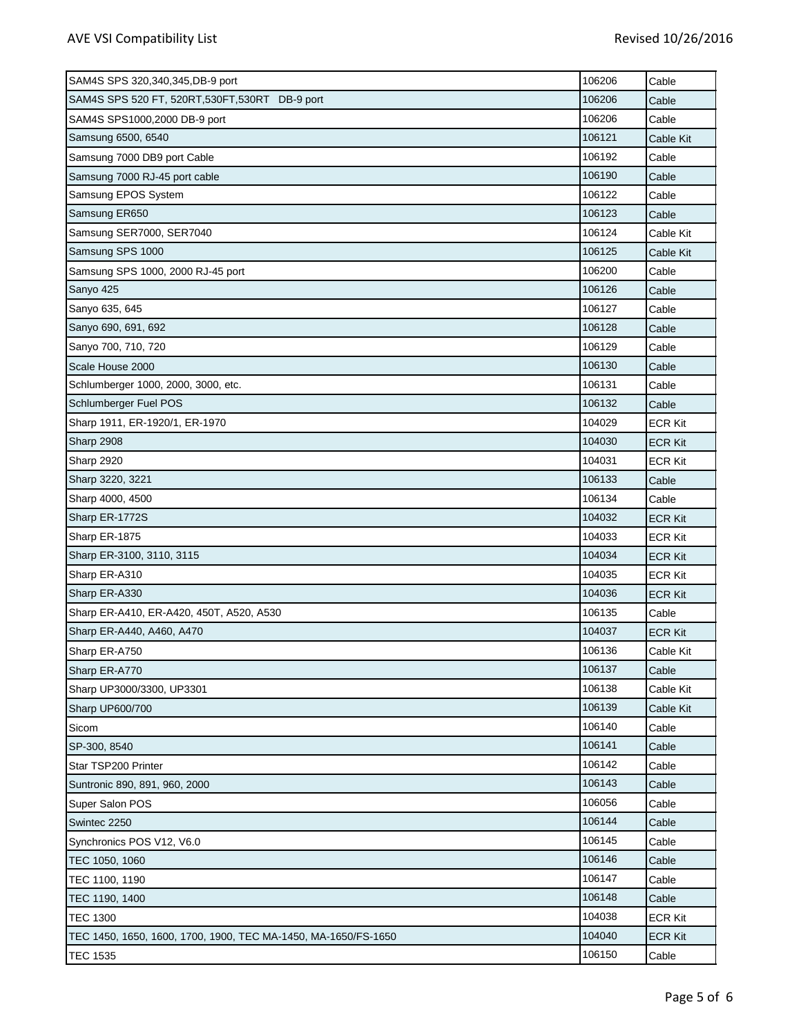| SAM4S SPS 320,340,345,DB-9 port | 106206 | Cable |
|---|---|---|
| SAM4S SPS 520 FT, 520RT,530FT,530RT DB-9 port | 106206 | Cable |
| SAM4S SPS1000,2000 DB-9 port | 106206 | Cable |
| Samsung 6500, 6540 | 106121 | Cable Kit |
| Samsung 7000 DB9 port Cable | 106192 | Cable |
| Samsung 7000 RJ-45 port cable | 106190 | Cable |
| Samsung EPOS System | 106122 | Cable |
| Samsung ER650 | 106123 | Cable |
| Samsung SER7000, SER7040 | 106124 | Cable Kit |
| Samsung SPS 1000 | 106125 | Cable Kit |
| Samsung SPS 1000, 2000 RJ-45 port | 106200 | Cable |
| Sanyo 425 | 106126 | Cable |
| Sanyo 635, 645 | 106127 | Cable |
| Sanyo 690, 691, 692 | 106128 | Cable |
| Sanyo 700, 710, 720 | 106129 | Cable |
| Scale House 2000 | 106130 | Cable |
| Schlumberger 1000, 2000, 3000, etc. | 106131 | Cable |
| Schlumberger Fuel POS | 106132 | Cable |
| Sharp 1911, ER-1920/1, ER-1970 | 104029 | ECR Kit |
| Sharp 2908 | 104030 | ECR Kit |
| Sharp 2920 | 104031 | ECR Kit |
| Sharp 3220, 3221 | 106133 | Cable |
| Sharp 4000, 4500 | 106134 | Cable |
| Sharp ER-1772S | 104032 | ECR Kit |
| Sharp ER-1875 | 104033 | ECR Kit |
| Sharp ER-3100, 3110, 3115 | 104034 | ECR Kit |
| Sharp ER-A310 | 104035 | ECR Kit |
| Sharp ER-A330 | 104036 | ECR Kit |
| Sharp ER-A410, ER-A420, 450T, A520, A530 | 106135 | Cable |
| Sharp ER-A440, A460, A470 | 104037 | ECR Kit |
| Sharp ER-A750 | 106136 | Cable Kit |
| Sharp ER-A770 | 106137 | Cable |
| Sharp UP3000/3300, UP3301 | 106138 | Cable Kit |
| Sharp UP600/700 | 106139 | Cable Kit |
| Sicom | 106140 | Cable |
| SP-300, 8540 | 106141 | Cable |
| Star TSP200 Printer | 106142 | Cable |
| Suntronic 890, 891, 960, 2000 | 106143 | Cable |
| Super Salon POS | 106056 | Cable |
| Swintec 2250 | 106144 | Cable |
| Synchronics POS V12, V6.0 | 106145 | Cable |
| TEC 1050, 1060 | 106146 | Cable |
| TEC 1100, 1190 | 106147 | Cable |
| TEC 1190, 1400 | 106148 | Cable |
| TEC 1300 | 104038 | ECR Kit |
| TEC 1450, 1650, 1600, 1700, 1900, TEC MA-1450, MA-1650/FS-1650 | 104040 | ECR Kit |
| TEC 1535 | 106150 | Cable |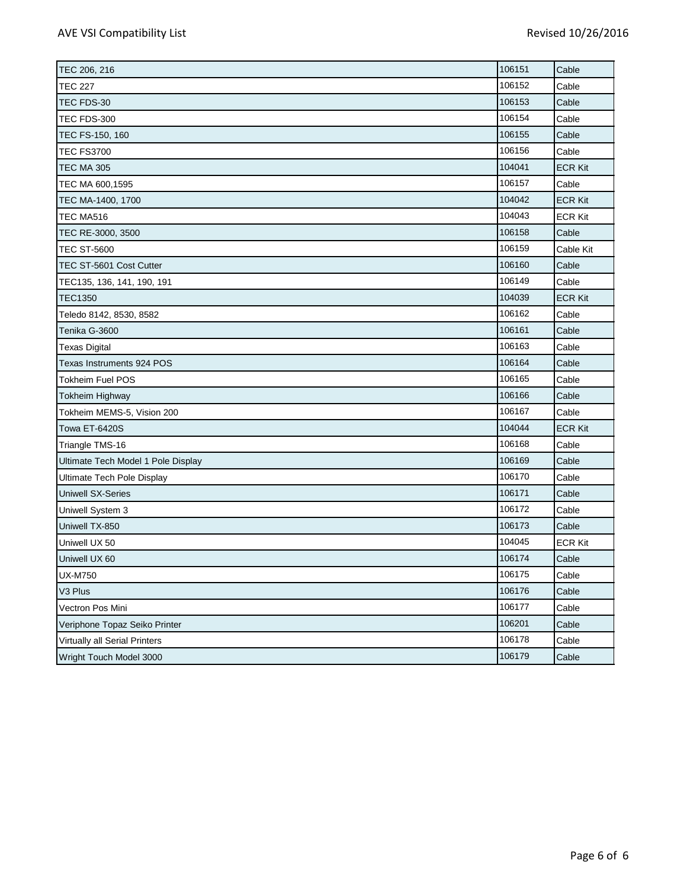| | | |
|---|---|---|
| TEC 206, 216 | 106151 | Cable |
| TEC 227 | 106152 | Cable |
| TEC FDS-30 | 106153 | Cable |
| TEC FDS-300 | 106154 | Cable |
| TEC FS-150, 160 | 106155 | Cable |
| TEC FS3700 | 106156 | Cable |
| TEC MA 305 | 104041 | ECR Kit |
| TEC MA 600,1595 | 106157 | Cable |
| TEC MA-1400, 1700 | 104042 | ECR Kit |
| TEC MA516 | 104043 | ECR Kit |
| TEC RE-3000, 3500 | 106158 | Cable |
| TEC ST-5600 | 106159 | Cable Kit |
| TEC ST-5601 Cost Cutter | 106160 | Cable |
| TEC135, 136, 141, 190, 191 | 106149 | Cable |
| TEC1350 | 104039 | ECR Kit |
| Teledo 8142, 8530, 8582 | 106162 | Cable |
| Tenika G-3600 | 106161 | Cable |
| Texas Digital | 106163 | Cable |
| Texas Instruments 924 POS | 106164 | Cable |
| Tokheim Fuel POS | 106165 | Cable |
| Tokheim Highway | 106166 | Cable |
| Tokheim MEMS-5, Vision 200 | 106167 | Cable |
| Towa ET-6420S | 104044 | ECR Kit |
| Triangle TMS-16 | 106168 | Cable |
| Ultimate Tech Model 1 Pole Display | 106169 | Cable |
| Ultimate Tech Pole Display | 106170 | Cable |
| Uniwell SX-Series | 106171 | Cable |
| Uniwell System 3 | 106172 | Cable |
| Uniwell TX-850 | 106173 | Cable |
| Uniwell UX 50 | 104045 | ECR Kit |
| Uniwell UX 60 | 106174 | Cable |
| UX-M750 | 106175 | Cable |
| V3 Plus | 106176 | Cable |
| Vectron Pos Mini | 106177 | Cable |
| Veriphone Topaz Seiko Printer | 106201 | Cable |
| Virtually all Serial Printers | 106178 | Cable |
| Wright Touch Model 3000 | 106179 | Cable |